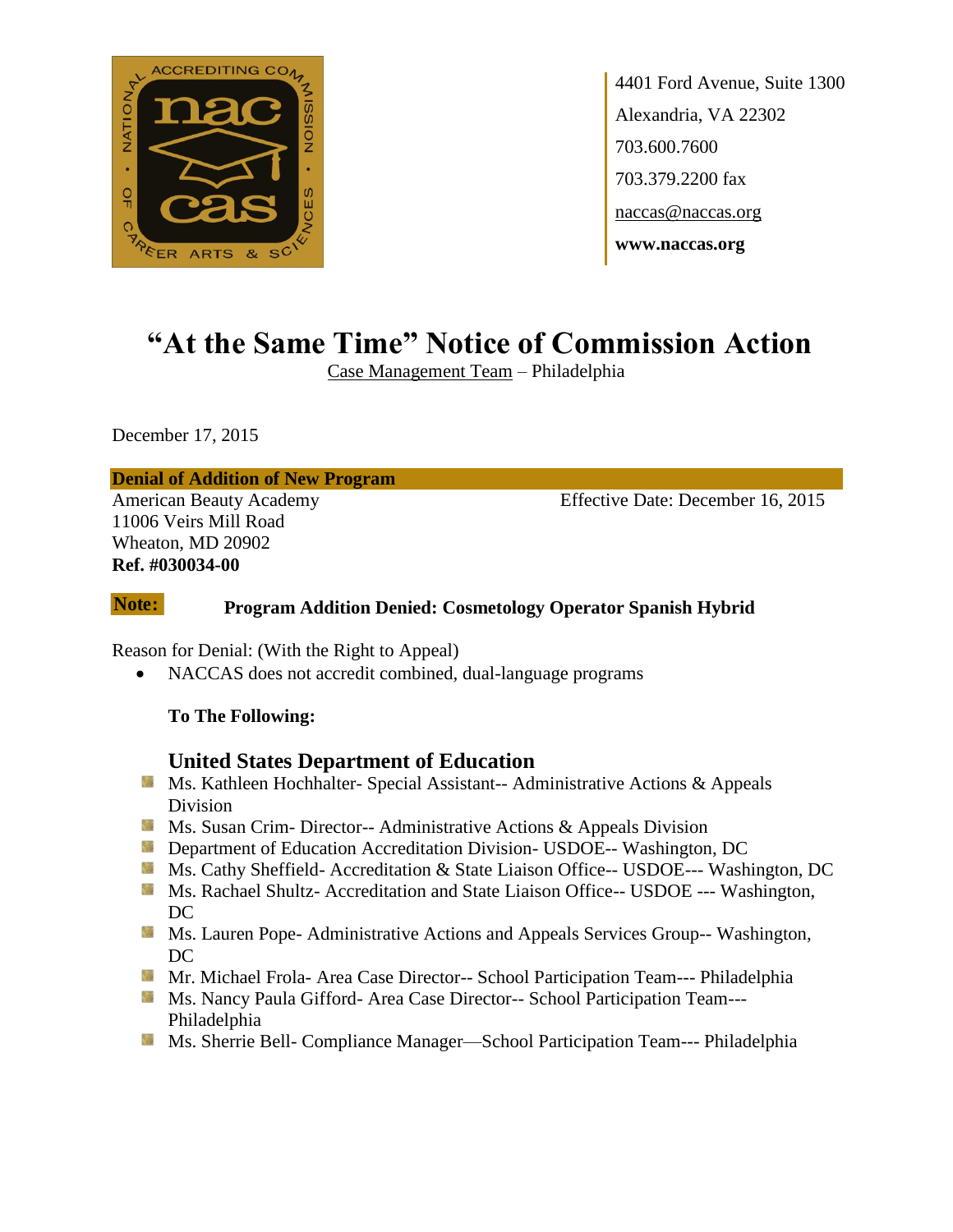4401 Ford Avenue, Suite 1300
Alexandria, VA 22302
703.600.7600
703.379.2200 fax
naccas@naccas.org
**www.naccas.org**

# "At the Same Time" Notice of Commission Action

Case Management Team – Philadelphia

December 17, 2015

**Denial of Addition of New Program**

American Beauty Academy
11006 Veirs Mill Road
Wheaton, MD 20902
**Ref. #030034-00**

Effective Date: December 16, 2015

**Note:** **Program Addition Denied: Cosmetology Operator Spanish Hybrid**

Reason for Denial: (With the Right to Appeal)

- NACCAS does not accredit combined, dual-language programs

**To The Following:**

## United States Department of Education

- Ms. Kathleen Hochhalter- Special Assistant-- Administrative Actions & Appeals Division
- Ms. Susan Crim- Director-- Administrative Actions & Appeals Division
- Department of Education Accreditation Division- USDOE-- Washington, DC
- Ms. Cathy Sheffield- Accreditation & State Liaison Office-- USDOE--- Washington, DC
- Ms. Rachael Shultz- Accreditation and State Liaison Office-- USDOE --- Washington, DC
- Ms. Lauren Pope- Administrative Actions and Appeals Services Group-- Washington, DC
- Mr. Michael Frola- Area Case Director-- School Participation Team--- Philadelphia
- Ms. Nancy Paula Gifford- Area Case Director-- School Participation Team--- Philadelphia
- Ms. Sherrie Bell- Compliance Manager—School Participation Team--- Philadelphia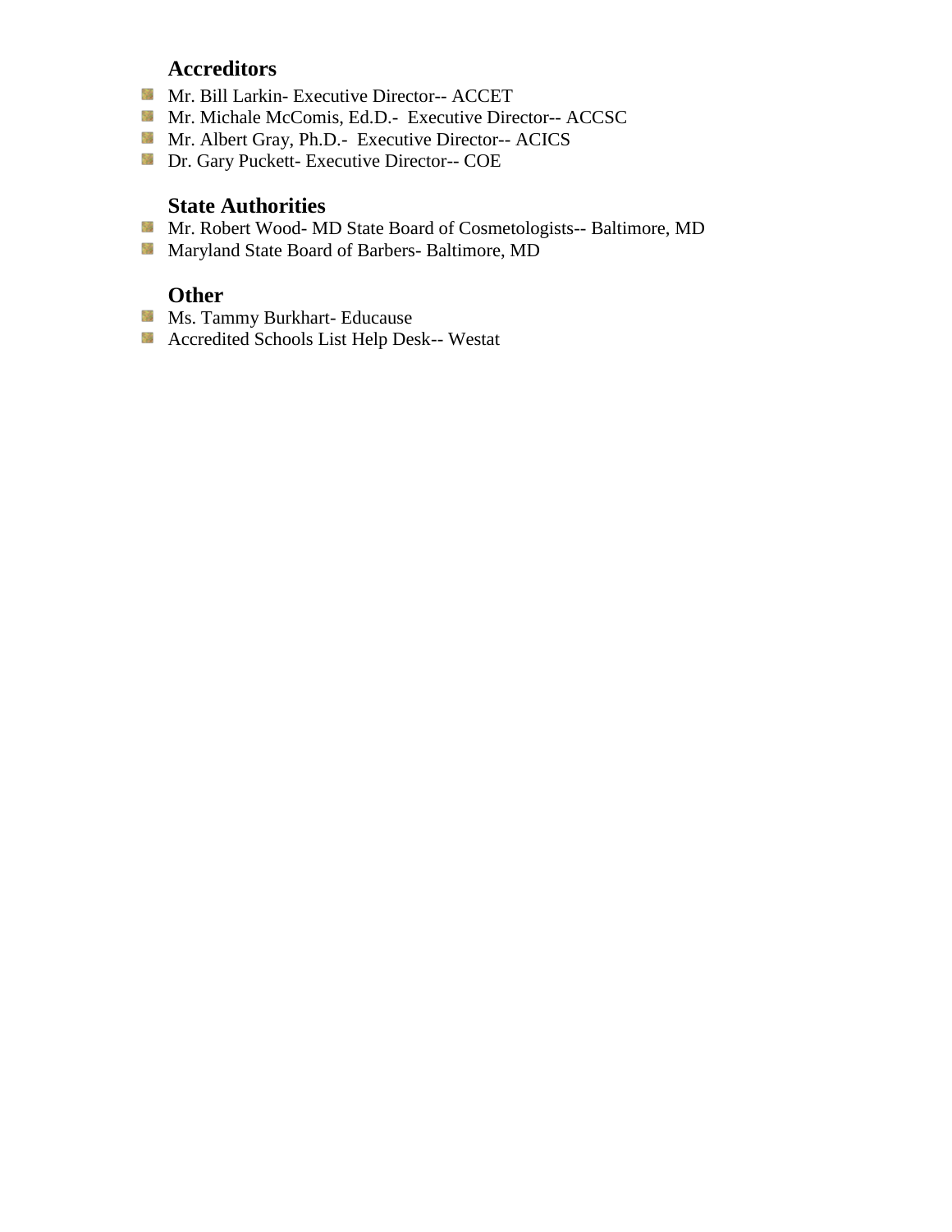## Accreditors

- Mr. Bill Larkin- Executive Director-- ACCET
- Mr. Michale McComis, Ed.D.- Executive Director-- ACCSC
- Mr. Albert Gray, Ph.D.- Executive Director-- ACICS
- Dr. Gary Puckett- Executive Director-- COE

## State Authorities

- Mr. Robert Wood- MD State Board of Cosmetologists-- Baltimore, MD
- Maryland State Board of Barbers- Baltimore, MD

## Other

- Ms. Tammy Burkhart- Educause
- Accredited Schools List Help Desk-- Westat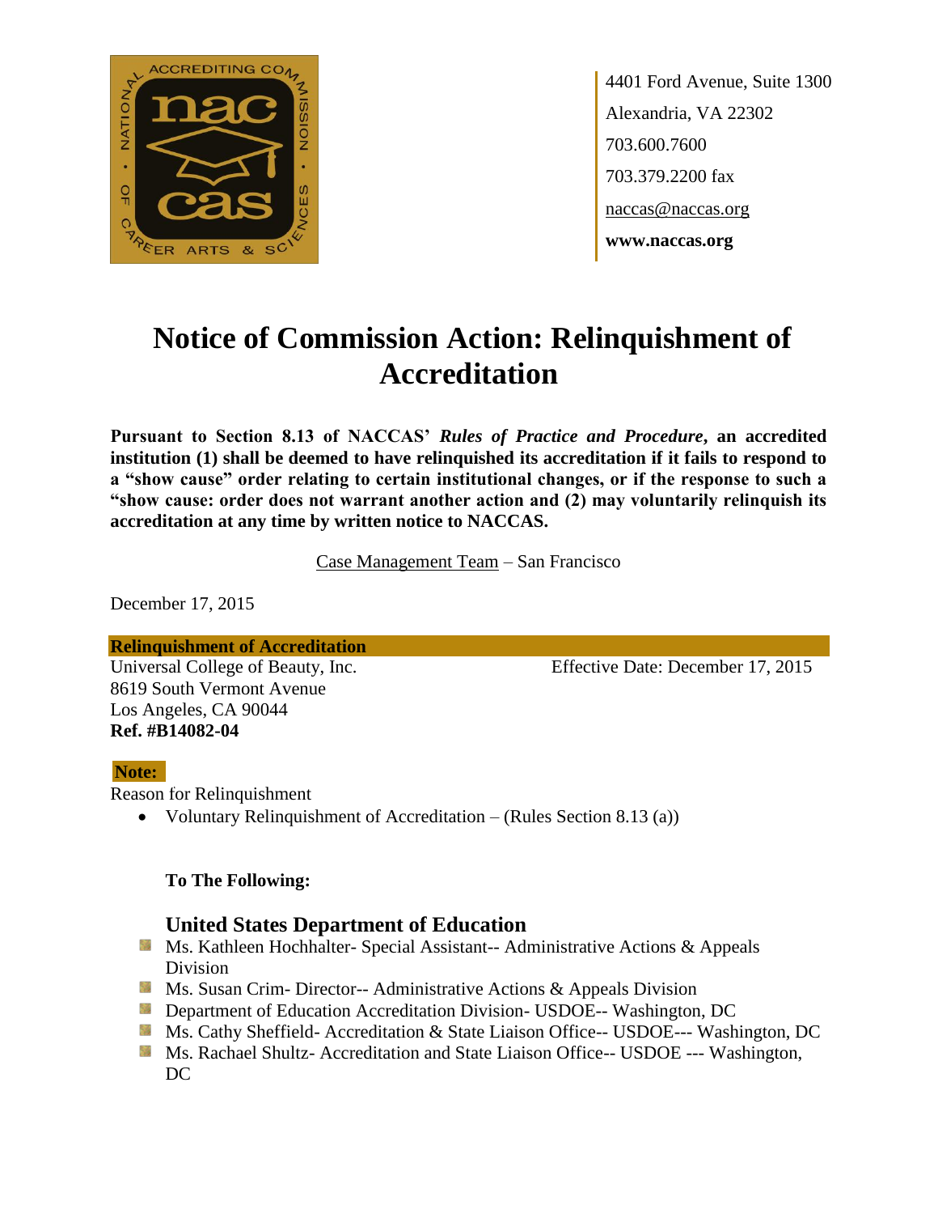4401 Ford Avenue, Suite 1300
Alexandria, VA 22302
703.600.7600
703.379.2200 fax
naccas@naccas.org
**www.naccas.org**

# Notice of Commission Action: Relinquishment of Accreditation

**Pursuant to Section 8.13 of NACCAS' *Rules of Practice and Procedure*, an accredited institution (1) shall be deemed to have relinquished its accreditation if it fails to respond to a "show cause" order relating to certain institutional changes, or if the response to such a "show cause: order does not warrant another action and (2) may voluntarily relinquish its accreditation at any time by written notice to NACCAS.**

Case Management Team – San Francisco

December 17, 2015

**Relinquishment of Accreditation**

Universal College of Beauty, Inc.
8619 South Vermont Avenue
Los Angeles, CA 90044
**Ref. #B14082-04**

Effective Date: December 17, 2015

**Note:**

Reason for Relinquishment

- Voluntary Relinquishment of Accreditation – (Rules Section 8.13 (a))

**To The Following:**

### United States Department of Education

- Ms. Kathleen Hochhalter- Special Assistant-- Administrative Actions & Appeals Division
- Ms. Susan Crim- Director-- Administrative Actions & Appeals Division
- Department of Education Accreditation Division- USDOE-- Washington, DC
- Ms. Cathy Sheffield- Accreditation & State Liaison Office-- USDOE--- Washington, DC
- Ms. Rachael Shultz- Accreditation and State Liaison Office-- USDOE --- Washington, DC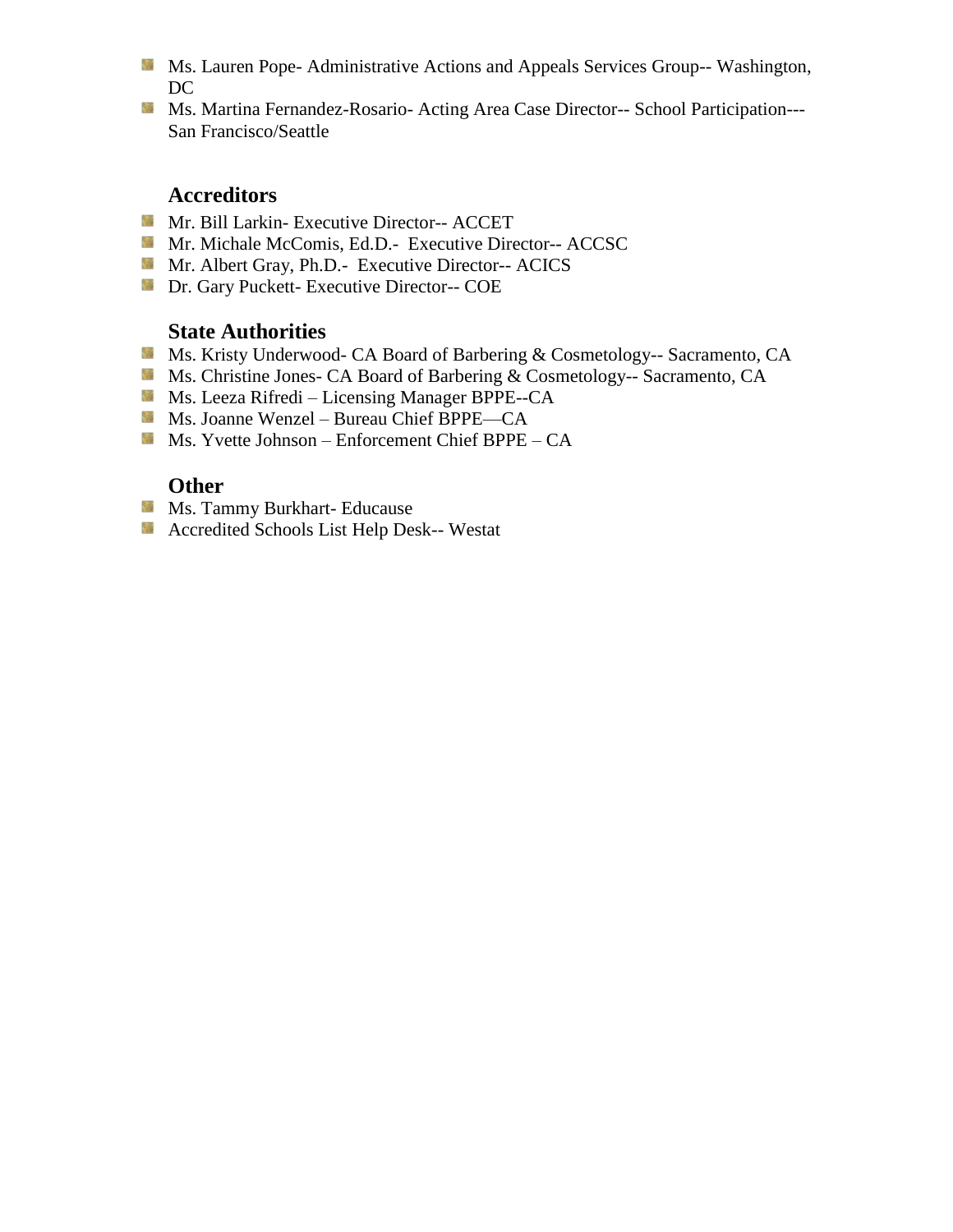- Ms. Lauren Pope- Administrative Actions and Appeals Services Group-- Washington, DC
- Ms. Martina Fernandez-Rosario- Acting Area Case Director-- School Participation--- San Francisco/Seattle

### Accreditors

- Mr. Bill Larkin- Executive Director-- ACCET
- Mr. Michale McComis, Ed.D.- Executive Director-- ACCSC
- Mr. Albert Gray, Ph.D.- Executive Director-- ACICS
- Dr. Gary Puckett- Executive Director-- COE

### State Authorities

- Ms. Kristy Underwood- CA Board of Barbering & Cosmetology-- Sacramento, CA
- Ms. Christine Jones- CA Board of Barbering & Cosmetology-- Sacramento, CA
- Ms. Leeza Rifredi – Licensing Manager BPPE--CA
- Ms. Joanne Wenzel – Bureau Chief BPPE—CA
- Ms. Yvette Johnson – Enforcement Chief BPPE – CA

### Other

- Ms. Tammy Burkhart- Educause
- Accredited Schools List Help Desk-- Westat